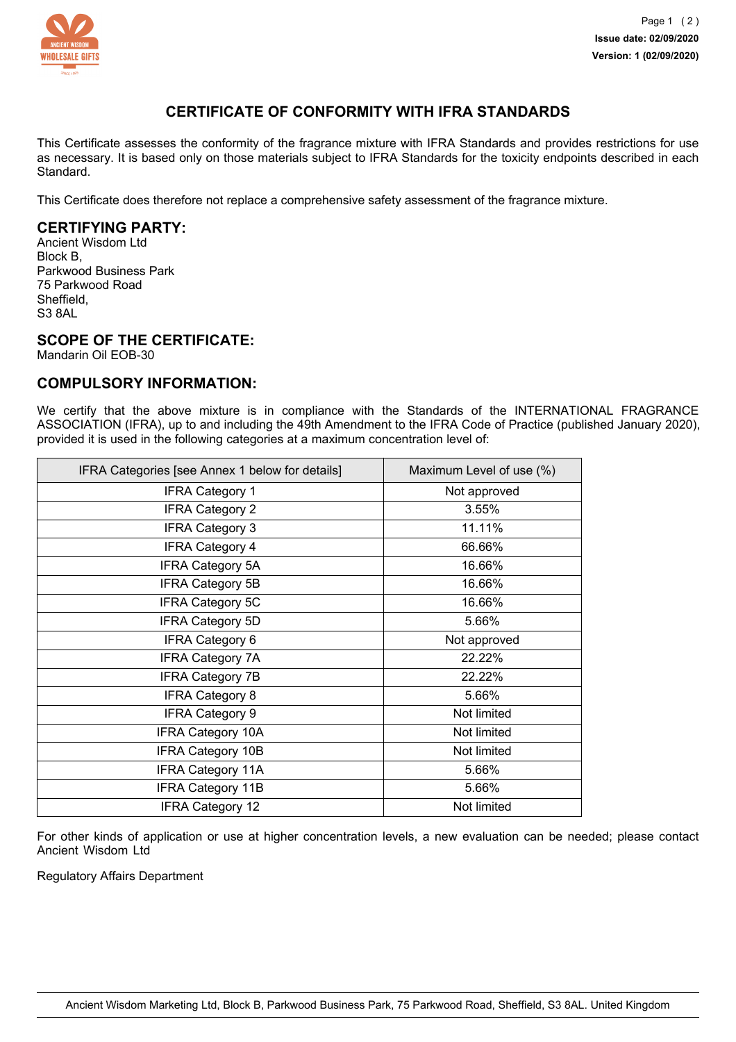**Issue date: 02/09/2020**
**Version: 1 (02/09/2020)**

# CERTIFICATE OF CONFORMITY WITH IFRA STANDARDS

This Certificate assesses the conformity of the fragrance mixture with IFRA Standards and provides restrictions for use as necessary. It is based only on those materials subject to IFRA Standards for the toxicity endpoints described in each Standard.

This Certificate does therefore not replace a comprehensive safety assessment of the fragrance mixture.

## CERTIFYING PARTY:

Ancient Wisdom Ltd
Block B,
Parkwood Business Park
75 Parkwood Road
Sheffield,
S3 8AL

## SCOPE OF THE CERTIFICATE:

Mandarin Oil EOB-30

## COMPULSORY INFORMATION:

We certify that the above mixture is in compliance with the Standards of the INTERNATIONAL FRAGRANCE ASSOCIATION (IFRA), up to and including the 49th Amendment to the IFRA Code of Practice (published January 2020), provided it is used in the following categories at a maximum concentration level of:

| IFRA Categories [see Annex 1 below for details] | Maximum Level of use (%) |
|---|---|
| IFRA Category 1 | Not approved |
| IFRA Category 2 | 3.55% |
| IFRA Category 3 | 11.11% |
| IFRA Category 4 | 66.66% |
| IFRA Category 5A | 16.66% |
| IFRA Category 5B | 16.66% |
| IFRA Category 5C | 16.66% |
| IFRA Category 5D | 5.66% |
| IFRA Category 6 | Not approved |
| IFRA Category 7A | 22.22% |
| IFRA Category 7B | 22.22% |
| IFRA Category 8 | 5.66% |
| IFRA Category 9 | Not limited |
| IFRA Category 10A | Not limited |
| IFRA Category 10B | Not limited |
| IFRA Category 11A | 5.66% |
| IFRA Category 11B | 5.66% |
| IFRA Category 12 | Not limited |

For other kinds of application or use at higher concentration levels, a new evaluation can be needed; please contact Ancient Wisdom Ltd

Regulatory Affairs Department

Ancient Wisdom Marketing Ltd, Block B, Parkwood Business Park, 75 Parkwood Road, Sheffield, S3 8AL. United Kingdom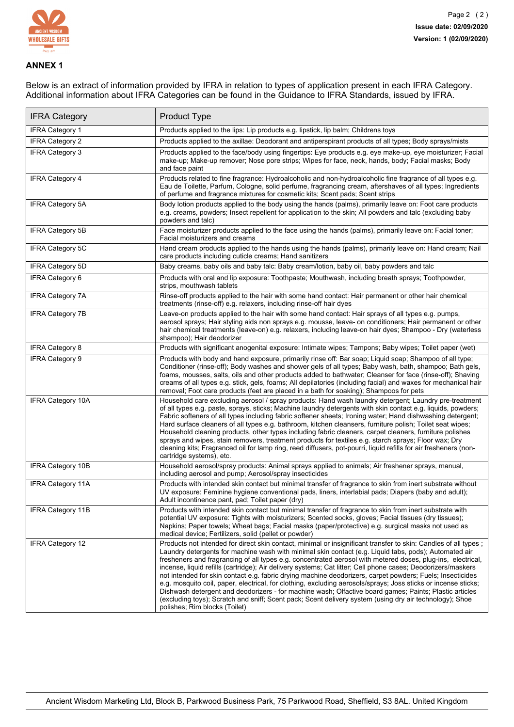## ANNEX 1

Below is an extract of information provided by IFRA in relation to types of application present in each IFRA Category. Additional information about IFRA Categories can be found in the Guidance to IFRA Standards, issued by IFRA.

| IFRA Category | Product Type |
|---|---|
| IFRA Category 1 | Products applied to the lips: Lip products e.g. lipstick, lip balm; Childrens toys |
| IFRA Category 2 | Products applied to the axillae: Deodorant and antiperspirant products of all types; Body sprays/mists |
| IFRA Category 3 | Products applied to the face/body using fingertips: Eye products e.g. eye make-up, eye moisturizer; Facial make-up; Make-up remover; Nose pore strips; Wipes for face, neck, hands, body; Facial masks; Body and face paint |
| IFRA Category 4 | Products related to fine fragrance: Hydroalcoholic and non-hydroalcoholic fine fragrance of all types e.g. Eau de Toilette, Parfum, Cologne, solid perfume, fragrancing cream, aftershaves of all types; Ingredients of perfume and fragrance mixtures for cosmetic kits; Scent pads; Scent strips |
| IFRA Category 5A | Body lotion products applied to the body using the hands (palms), primarily leave on: Foot care products e.g. creams, powders; Insect repellent for application to the skin; All powders and talc (excluding baby powders and talc) |
| IFRA Category 5B | Face moisturizer products applied to the face using the hands (palms), primarily leave on: Facial toner; Facial moisturizers and creams |
| IFRA Category 5C | Hand cream products applied to the hands using the hands (palms), primarily leave on: Hand cream; Nail care products including cuticle creams; Hand sanitizers |
| IFRA Category 5D | Baby creams, baby oils and baby talc: Baby cream/lotion, baby oil, baby powders and talc |
| IFRA Category 6 | Products with oral and lip exposure: Toothpaste; Mouthwash, including breath sprays; Toothpowder, strips, mouthwash tablets |
| IFRA Category 7A | Rinse-off products applied to the hair with some hand contact: Hair permanent or other hair chemical treatments (rinse-off) e.g. relaxers, including rinse-off hair dyes |
| IFRA Category 7B | Leave-on products applied to the hair with some hand contact: Hair sprays of all types e.g. pumps, aerosol sprays; Hair styling aids non sprays e.g. mousse, leave- on conditioners; Hair permanent or other hair chemical treatments (leave-on) e.g. relaxers, including leave-on hair dyes; Shampoo - Dry (waterless shampoo); Hair deodorizer |
| IFRA Category 8 | Products with significant anogenital exposure: Intimate wipes; Tampons; Baby wipes; Toilet paper (wet) |
| IFRA Category 9 | Products with body and hand exposure, primarily rinse off: Bar soap; Liquid soap; Shampoo of all type; Conditioner (rinse-off); Body washes and shower gels of all types; Baby wash, bath, shampoo; Bath gels, foams, mousses, salts, oils and other products added to bathwater; Cleanser for face (rinse-off); Shaving creams of all types e.g. stick, gels, foams; All depilatories (including facial) and waxes for mechanical hair removal; Foot care products (feet are placed in a bath for soaking); Shampoos for pets |
| IFRA Category 10A | Household care excluding aerosol / spray products: Hand wash laundry detergent; Laundry pre-treatment of all types e.g. paste, sprays, sticks; Machine laundry detergents with skin contact e.g. liquids, powders; Fabric softeners of all types including fabric softener sheets; Ironing water; Hand dishwashing detergent; Hard surface cleaners of all types e.g. bathroom, kitchen cleansers, furniture polish; Toilet seat wipes; Household cleaning products, other types including fabric cleaners, carpet cleaners, furniture polishes sprays and wipes, stain removers, treatment products for textiles e.g. starch sprays; Floor wax; Dry cleaning kits; Fragranced oil for lamp ring, reed diffusers, pot-pourri, liquid refills for air fresheners (non-cartridge systems), etc. |
| IFRA Category 10B | Household aerosol/spray products: Animal sprays applied to animals; Air freshener sprays, manual, including aerosol and pump; Aerosol/spray insecticides |
| IFRA Category 11A | Products with intended skin contact but minimal transfer of fragrance to skin from inert substrate without UV exposure: Feminine hygiene conventional pads, liners, interlabial pads; Diapers (baby and adult); Adult incontinence pant, pad; Toilet paper (dry) |
| IFRA Category 11B | Products with intended skin contact but minimal transfer of fragrance to skin from inert substrate with potential UV exposure: Tights with moisturizers; Scented socks, gloves; Facial tissues (dry tissues); Napkins; Paper towels; Wheat bags; Facial masks (paper/protective) e.g. surgical masks not used as medical device; Fertilizers, solid (pellet or powder) |
| IFRA Category 12 | Products not intended for direct skin contact, minimal or insignificant transfer to skin: Candles of all types ; Laundry detergents for machine wash with minimal skin contact (e.g. Liquid tabs, pods); Automated air fresheners and fragrancing of all types e.g. concentrated aerosol with metered doses, plug-ins, electrical, incense, liquid refills (cartridge); Air delivery systems; Cat litter; Cell phone cases; Deodorizers/maskers not intended for skin contact e.g. fabric drying machine deodorizers, carpet powders; Fuels; Insecticides e.g. mosquito coil, paper, electrical, for clothing, excluding aerosols/sprays; Joss sticks or incense sticks; Dishwash detergent and deodorizers - for machine wash; Olfactive board games; Paints; Plastic articles (excluding toys); Scratch and sniff; Scent pack; Scent delivery system (using dry air technology); Shoe polishes; Rim blocks (Toilet) |

Ancient Wisdom Marketing Ltd, Block B, Parkwood Business Park, 75 Parkwood Road, Sheffield, S3 8AL. United Kingdom